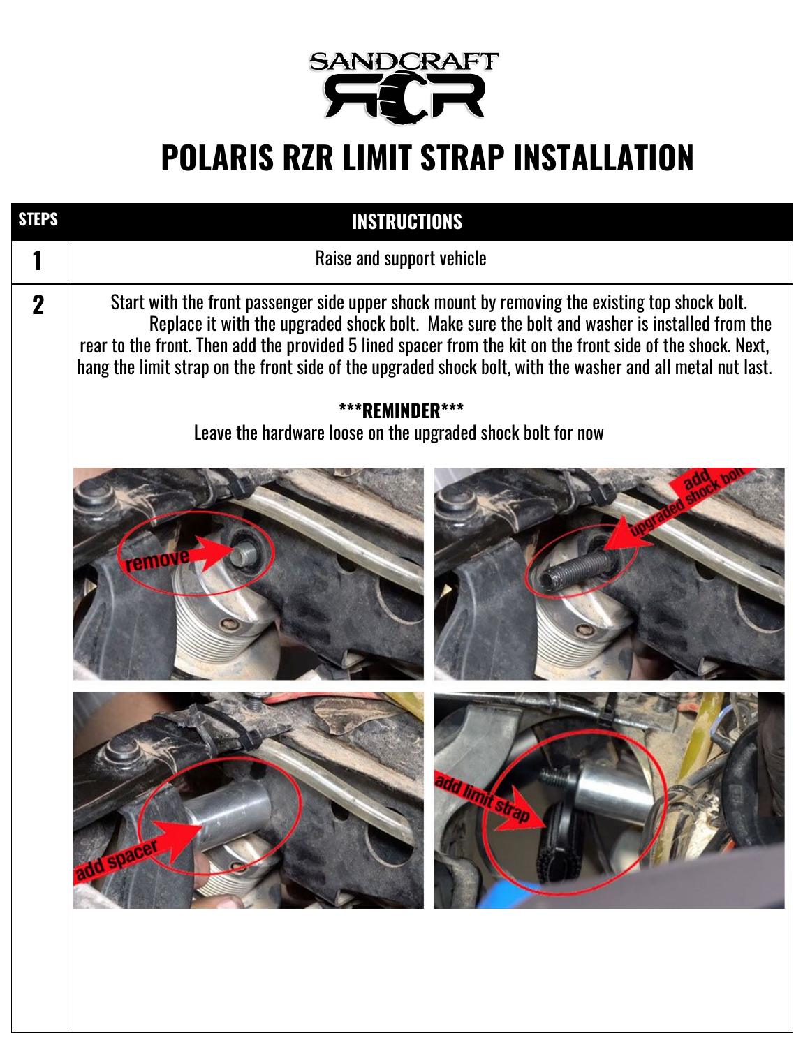SANDCRAFT RCR

# POLARIS RZR LIMIT STRAP INSTALLATION

| STEPS | INSTRUCTIONS |
| --- | --- |
| 1 | Raise and support vehicle |
| 2 | Start with the front passenger side upper shock mount by removing the existing top shock bolt. Replace it with the upgraded shock bolt. Make sure the bolt and washer is installed from the rear to the front. Then add the provided 5 lined spacer from the kit on the front side of the shock. Next, hang the limit strap on the front side of the upgraded shock bolt, with the washer and all metal nut last.<br><br>**\*\*\*REMINDER\*\*\***<br>Leave the hardware loose on the upgraded shock bolt for now |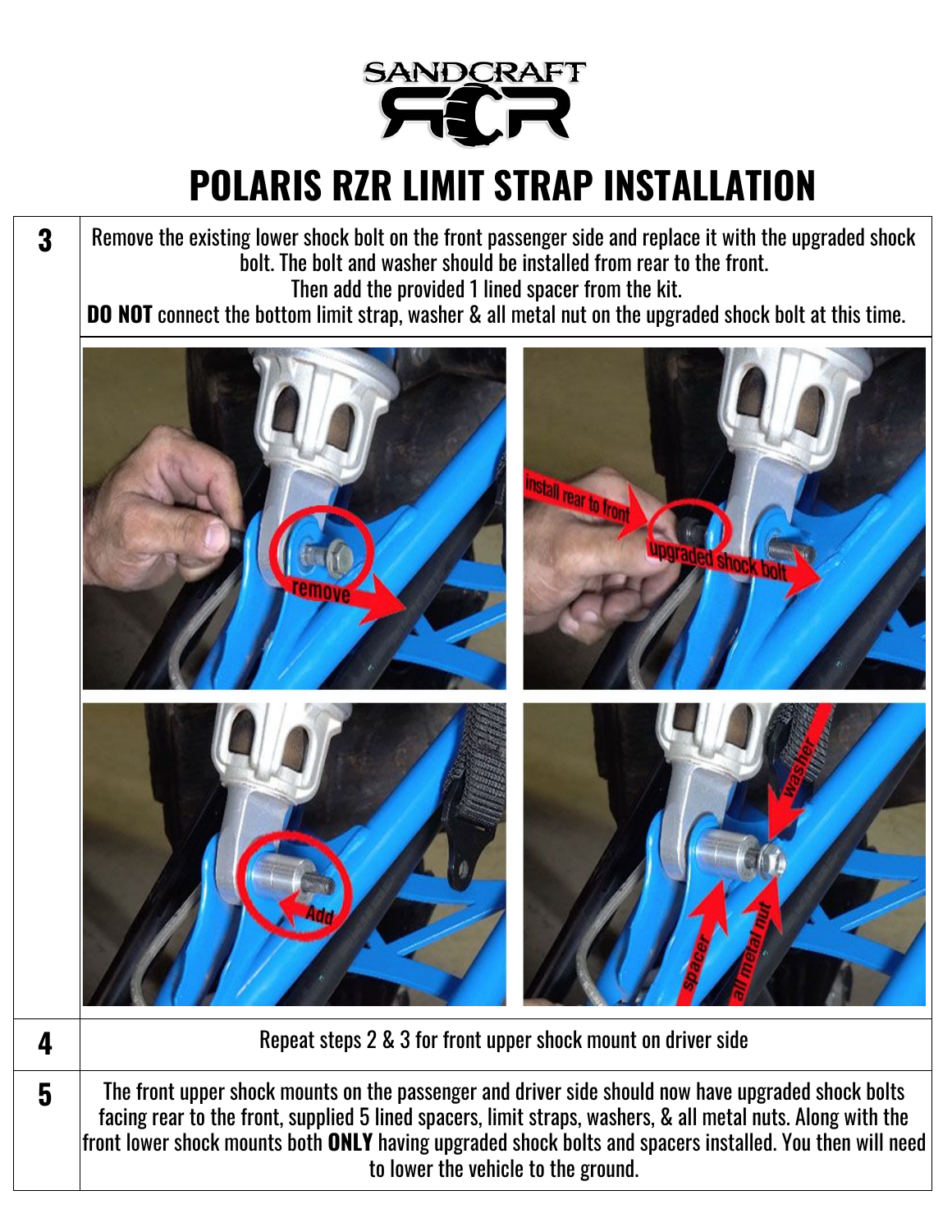# POLARIS RZR LIMIT STRAP INSTALLATION

| | |
|---|---|
| **3** | Remove the existing lower shock bolt on the front passenger side and replace it with the upgraded shock bolt. The bolt and washer should be installed from rear to the front. Then add the provided 1 lined spacer from the kit. **DO NOT** connect the bottom limit strap, washer & all metal nut on the upgraded shock bolt at this time. |
| **4** | Repeat steps 2 & 3 for front upper shock mount on driver side |
| **5** | The front upper shock mounts on the passenger and driver side should now have upgraded shock bolts facing rear to the front, supplied 5 lined spacers, limit straps, washers, & all metal nuts. Along with the front lower shock mounts both **ONLY** having upgraded shock bolts and spacers installed. You then will need to lower the vehicle to the ground. |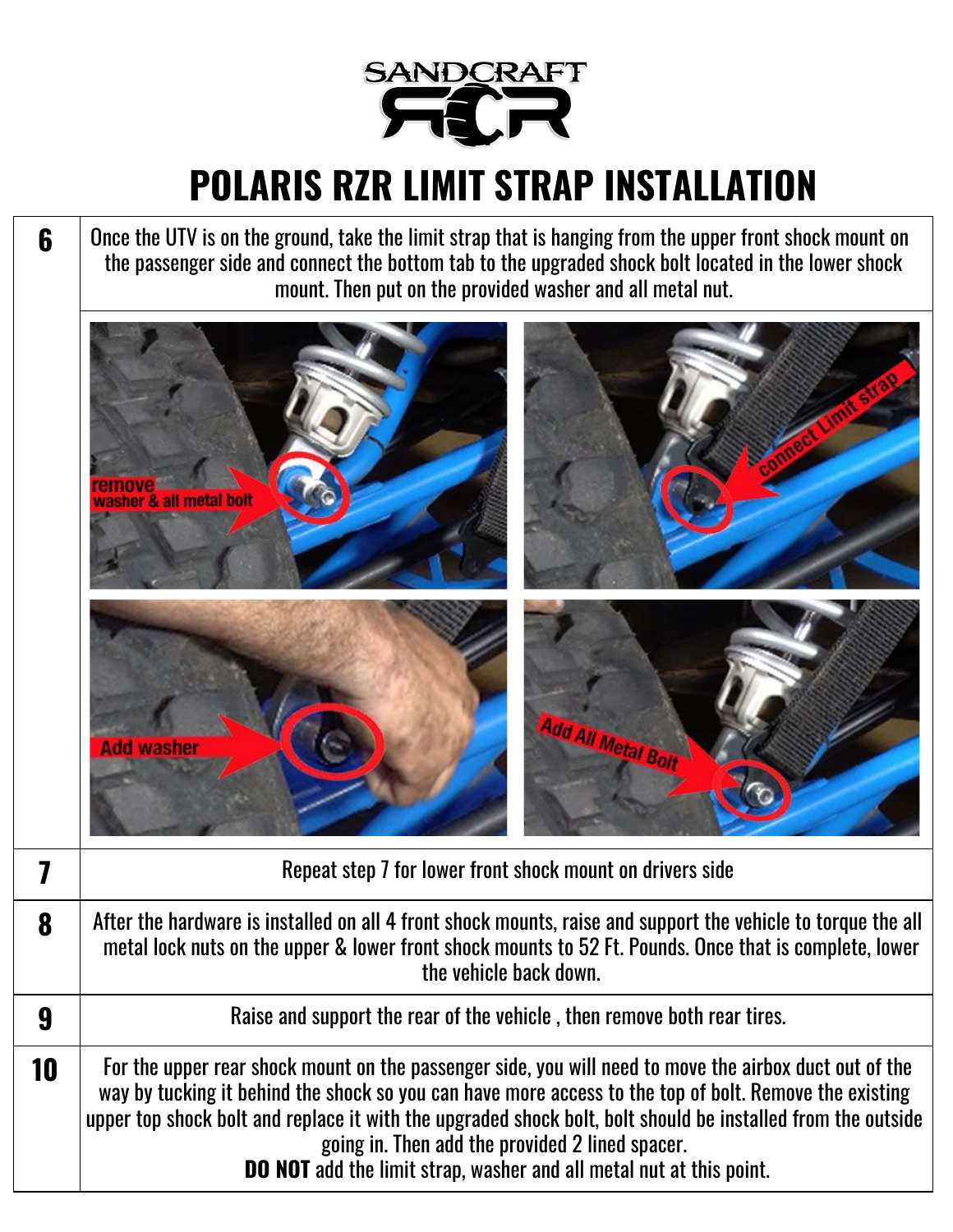# POLARIS RZR LIMIT STRAP INSTALLATION

| Step | Instructions |
| --- | --- |
| 6 | Once the UTV is on the ground, take the limit strap that is hanging from the upper front shock mount on the passenger side and connect the bottom tab to the upgraded shock bolt located in the lower shock mount. Then put on the provided washer and all metal nut. |
| 7 | Repeat step 7 for lower front shock mount on drivers side |
| 8 | After the hardware is installed on all 4 front shock mounts, raise and support the vehicle to torque the all metal lock nuts on the upper & lower front shock mounts to 52 Ft. Pounds. Once that is complete, lower the vehicle back down. |
| 9 | Raise and support the rear of the vehicle , then remove both rear tires. |
| 10 | For the upper rear shock mount on the passenger side, you will need to move the airbox duct out of the way by tucking it behind the shock so you can have more access to the top of bolt. Remove the existing upper top shock bolt and replace it with the upgraded shock bolt, bolt should be installed from the outside going in. Then add the provided 2 lined spacer. **DO NOT** add the limit strap, washer and all metal nut at this point. |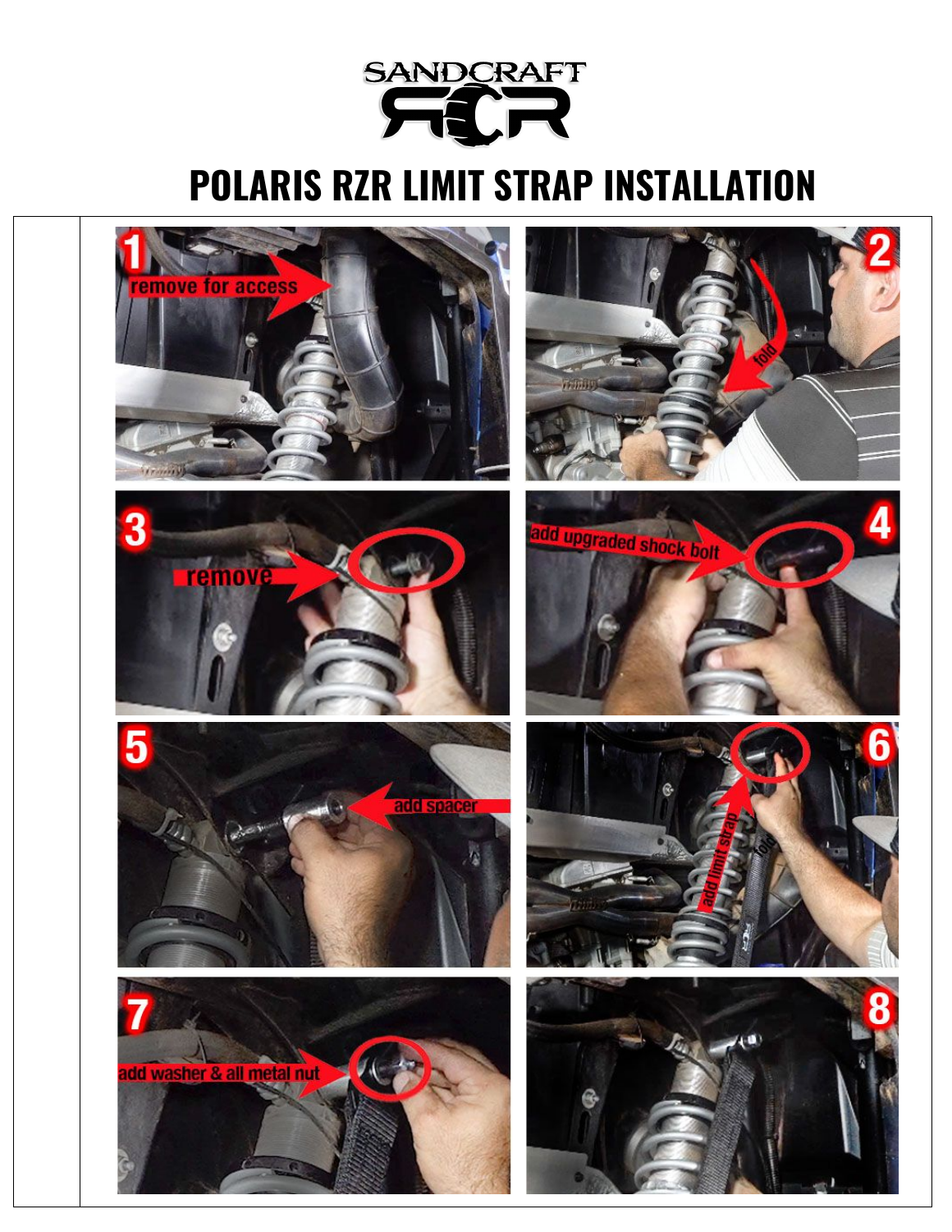# POLARIS RZR LIMIT STRAP INSTALLATION

1 remove for access

2 fold

3 remove

4 add upgraded shock bolt

5 add spacer

6 add limit strap fold

7 add washer & all metal nut

8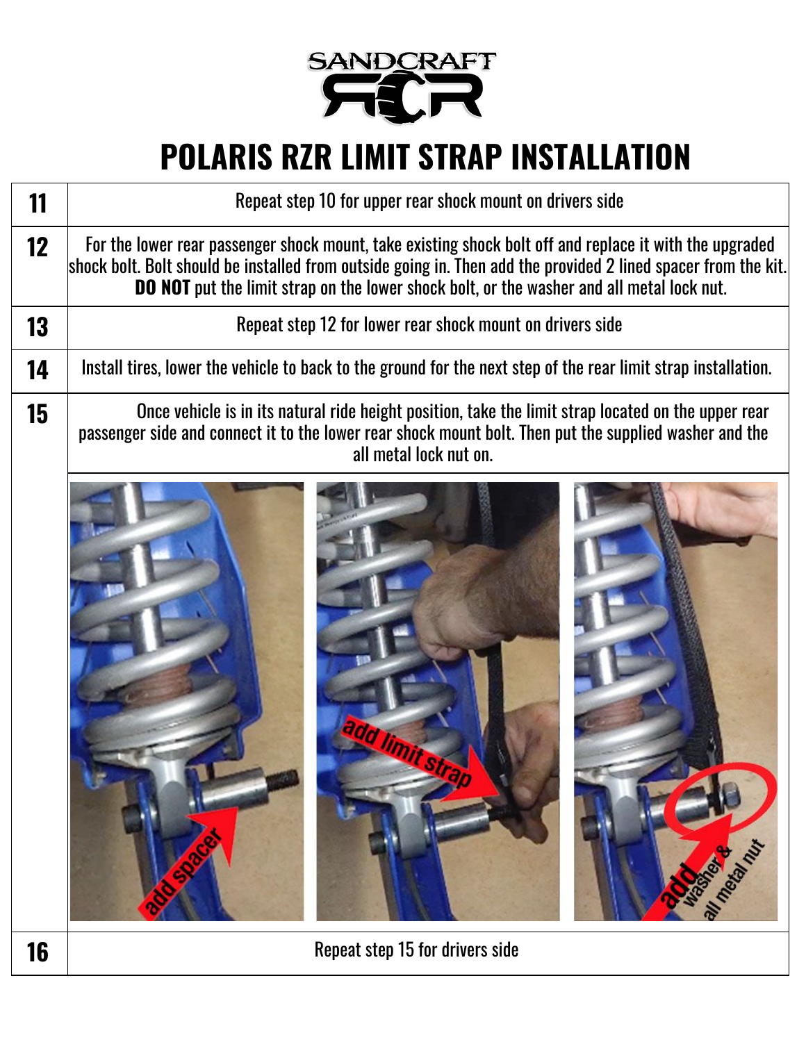SANDCRAFT RCR

# POLARIS RZR LIMIT STRAP INSTALLATION

| | |
|---|---|
| 11 | Repeat step 10 for upper rear shock mount on drivers side |
| 12 | For the lower rear passenger shock mount, take existing shock bolt off and replace it with the upgraded shock bolt. Bolt should be installed from outside going in. Then add the provided 2 lined spacer from the kit. **DO NOT** put the limit strap on the lower shock bolt, or the washer and all metal lock nut. |
| 13 | Repeat step 12 for lower rear shock mount on drivers side |
| 14 | Install tires, lower the vehicle to back to the ground for the next step of the rear limit strap installation. |
| 15 | Once vehicle is in its natural ride height position, take the limit strap located on the upper rear passenger side and connect it to the lower rear shock mount bolt. Then put the supplied washer and the all metal lock nut on. |
| 16 | Repeat step 15 for drivers side |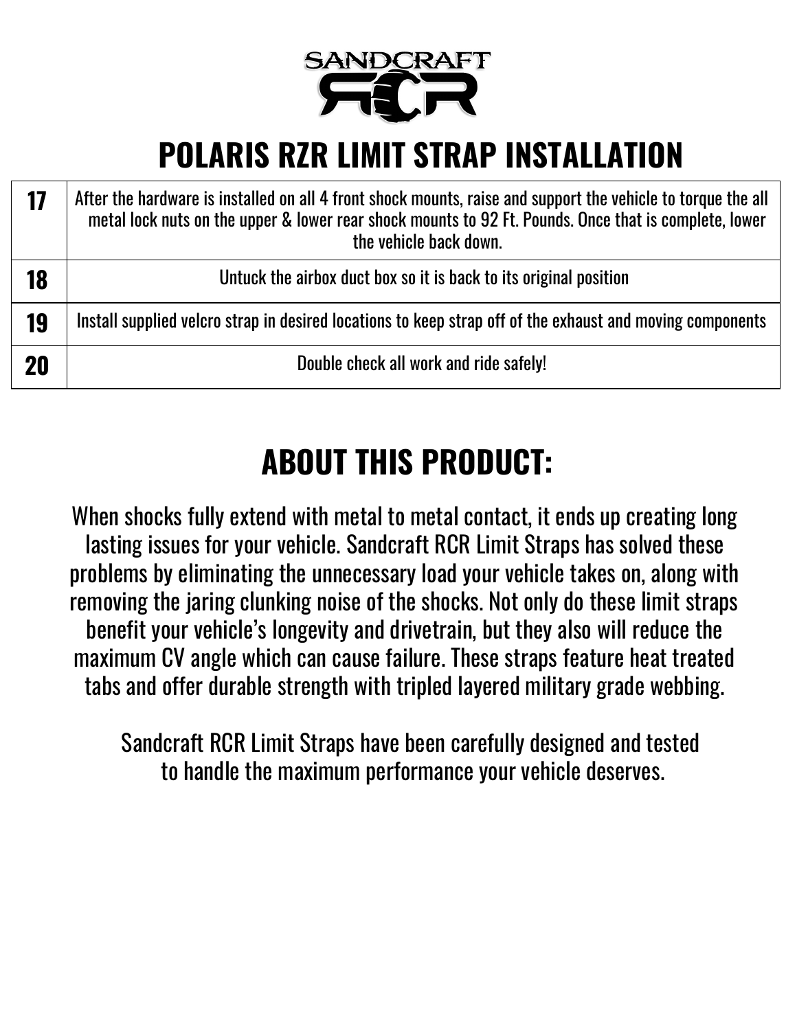SANDCRAFT RCR

# POLARIS RZR LIMIT STRAP INSTALLATION

| | |
|---|---|
| **17** | After the hardware is installed on all 4 front shock mounts, raise and support the vehicle to torque the all metal lock nuts on the upper & lower rear shock mounts to 92 Ft. Pounds. Once that is complete, lower the vehicle back down. |
| **18** | Untuck the airbox duct box so it is back to its original position |
| **19** | Install supplied velcro strap in desired locations to keep strap off of the exhaust and moving components |
| **20** | Double check all work and ride safely! |

# ABOUT THIS PRODUCT:

When shocks fully extend with metal to metal contact, it ends up creating long lasting issues for your vehicle. Sandcraft RCR Limit Straps has solved these problems by eliminating the unnecessary load your vehicle takes on, along with removing the jaring clunking noise of the shocks. Not only do these limit straps benefit your vehicle's longevity and drivetrain, but they also will reduce the maximum CV angle which can cause failure. These straps feature heat treated tabs and offer durable strength with tripled layered military grade webbing.

Sandcraft RCR Limit Straps have been carefully designed and tested to handle the maximum performance your vehicle deserves.